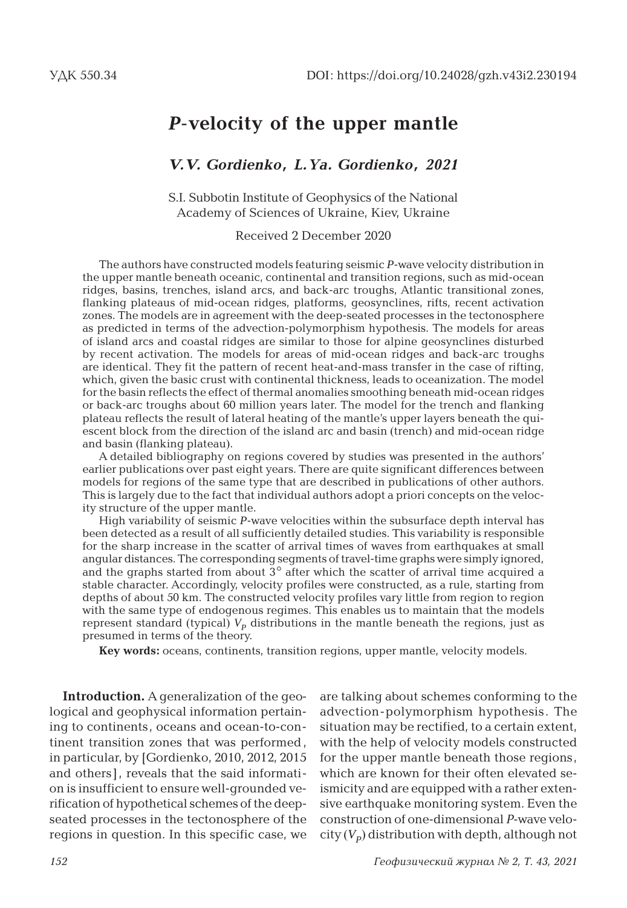УДК 550.34

DOI: https://doi.org/10.24028/gzh.v43i2.230194

# *P*-velocity of the upper mantle

***V.V. Gordienko, L.Ya. Gordienko, 2021***

S.I. Subbotin Institute of Geophysics of the National Academy of Sciences of Ukraine, Kiev, Ukraine

Received 2 December 2020

The authors have constructed models featuring seismic *P*-wave velocity distribution in the upper mantle beneath oceanic, continental and transition regions, such as mid-ocean ridges, basins, trenches, island arcs, and back-arc troughs, Atlantic transitional zones, flanking plateaus of mid-ocean ridges, platforms, geosynclines, rifts, recent activation zones. The models are in agreement with the deep-seated processes in the tectonosphere as predicted in terms of the advection-polymorphism hypothesis. The models for areas of island arcs and coastal ridges are similar to those for alpine geosynclines disturbed by recent activation. The models for areas of mid-ocean ridges and back-arc troughs are identical. They fit the pattern of recent heat-and-mass transfer in the case of rifting, which, given the basic crust with continental thickness, leads to oceanization. The model for the basin reflects the effect of thermal anomalies smoothing beneath mid-ocean ridges or back-arc troughs about 60 million years later. The model for the trench and flanking plateau reflects the result of lateral heating of the mantle's upper layers beneath the quiescent block from the direction of the island arc and basin (trench) and mid-ocean ridge and basin (flanking plateau).

A detailed bibliography on regions covered by studies was presented in the authors' earlier publications over past eight years. There are quite significant differences between models for regions of the same type that are described in publications of other authors. This is largely due to the fact that individual authors adopt a priori concepts on the velocity structure of the upper mantle.

High variability of seismic *P*-wave velocities within the subsurface depth interval has been detected as a result of all sufficiently detailed studies. This variability is responsible for the sharp increase in the scatter of arrival times of waves from earthquakes at small angular distances. The corresponding segments of travel-time graphs were simply ignored, and the graphs started from about 3° after which the scatter of arrival time acquired a stable character. Accordingly, velocity profiles were constructed, as a rule, starting from depths of about 50 km. The constructed velocity profiles vary little from region to region with the same type of endogenous regimes. This enables us to maintain that the models represent standard (typical) $V_p$ distributions in the mantle beneath the regions, just as presumed in terms of the theory.

**Key words:** oceans, continents, transition regions, upper mantle, velocity models.

**Introduction.** A generalization of the geological and geophysical information pertaining to continents, oceans and ocean-to-continent transition zones that was performed, in particular, by [Gordienko, 2010, 2012, 2015 and others], reveals that the said information is insufficient to ensure well-grounded verification of hypothetical schemes of the deep-seated processes in the tectonosphere of the regions in question. In this specific case, we are talking about schemes conforming to the advection-polymorphism hypothesis. The situation may be rectified, to a certain extent, with the help of velocity models constructed for the upper mantle beneath those regions, which are known for their often elevated seismicity and are equipped with a rather extensive earthquake monitoring system. Even the construction of one-dimensional *P*-wave velocity ($V_p$) distribution with depth, although not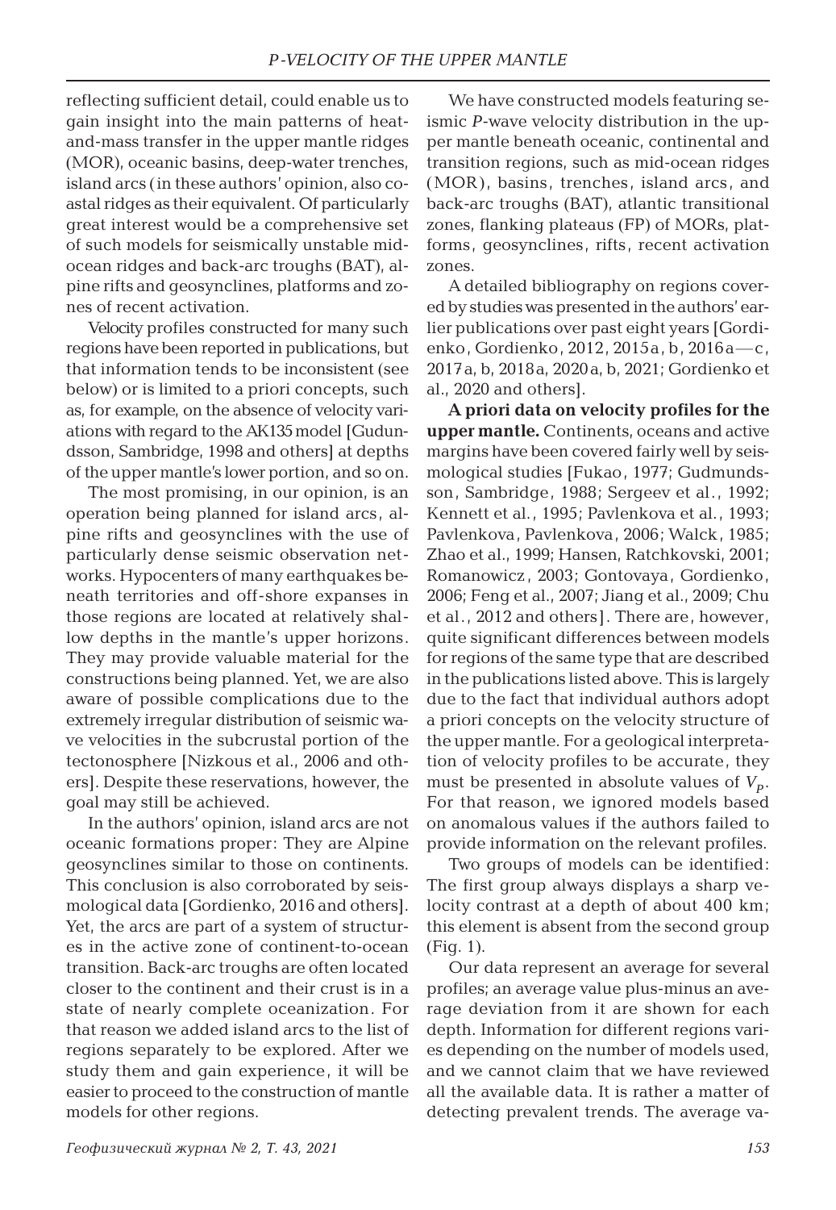reflecting sufficient detail, could enable us to gain insight into the main patterns of heat-and-mass transfer in the upper mantle ridges (MOR), oceanic basins, deep-water trenches, island arcs (in these authors' opinion, also coastal ridges as their equivalent. Of particularly great interest would be a comprehensive set of such models for seismically unstable mid-ocean ridges and back-arc troughs (BAT), alpine rifts and geosynclines, platforms and zones of recent activation.

Velocity profiles constructed for many such regions have been reported in publications, but that information tends to be inconsistent (see below) or is limited to a priori concepts, such as, for example, on the absence of velocity variations with regard to the AK135 model [Gudundsson, Sambridge, 1998 and others] at depths of the upper mantle's lower portion, and so on.

The most promising, in our opinion, is an operation being planned for island arcs, alpine rifts and geosynclines with the use of particularly dense seismic observation networks. Hypocenters of many earthquakes beneath territories and off-shore expanses in those regions are located at relatively shallow depths in the mantle's upper horizons. They may provide valuable material for the constructions being planned. Yet, we are also aware of possible complications due to the extremely irregular distribution of seismic wave velocities in the subcrustal portion of the tectonosphere [Nizkous et al., 2006 and others]. Despite these reservations, however, the goal may still be achieved.

In the authors' opinion, island arcs are not oceanic formations proper: They are Alpine geosynclines similar to those on continents. This conclusion is also corroborated by seismological data [Gordienko, 2016 and others]. Yet, the arcs are part of a system of structures in the active zone of continent-to-ocean transition. Back-arc troughs are often located closer to the continent and their crust is in a state of nearly complete oceanization. For that reason we added island arcs to the list of regions separately to be explored. After we study them and gain experience, it will be easier to proceed to the construction of mantle models for other regions.

We have constructed models featuring seismic *P*-wave velocity distribution in the upper mantle beneath oceanic, continental and transition regions, such as mid-ocean ridges (MOR), basins, trenches, island arcs, and back-arc troughs (BAT), atlantic transitional zones, flanking plateaus (FP) of MORs, platforms, geosynclines, rifts, recent activation zones.

A detailed bibliography on regions covered by studies was presented in the authors' earlier publications over past eight years [Gordienko, Gordienko, 2012, 2015a, b, 2016a—c, 2017a, b, 2018a, 2020a, b, 2021; Gordienko et al., 2020 and others].

**A priori data on velocity profiles for the upper mantle.** Continents, oceans and active margins have been covered fairly well by seismological studies [Fukao, 1977; Gudmundsson, Sambridge, 1988; Sergeev et al., 1992; Kennett et al., 1995; Pavlenkova et al., 1993; Pavlenkova, Pavlenkova, 2006; Walck, 1985; Zhao et al., 1999; Hansen, Ratchkovski, 2001; Romanowicz, 2003; Gontovaya, Gordienko, 2006; Feng et al., 2007; Jiang et al., 2009; Chu et al., 2012 and others]. There are, however, quite significant differences between models for regions of the same type that are described in the publications listed above. This is largely due to the fact that individual authors adopt a priori concepts on the velocity structure of the upper mantle. For a geological interpretation of velocity profiles to be accurate, they must be presented in absolute values of $V_P$. For that reason, we ignored models based on anomalous values if the authors failed to provide information on the relevant profiles.

Two groups of models can be identified: The first group always displays a sharp velocity contrast at a depth of about 400 km; this element is absent from the second group (Fig. 1).

Our data represent an average for several profiles; an average value plus-minus an average deviation from it are shown for each depth. Information for different regions varies depending on the number of models used, and we cannot claim that we have reviewed all the available data. It is rather a matter of detecting prevalent trends. The average va-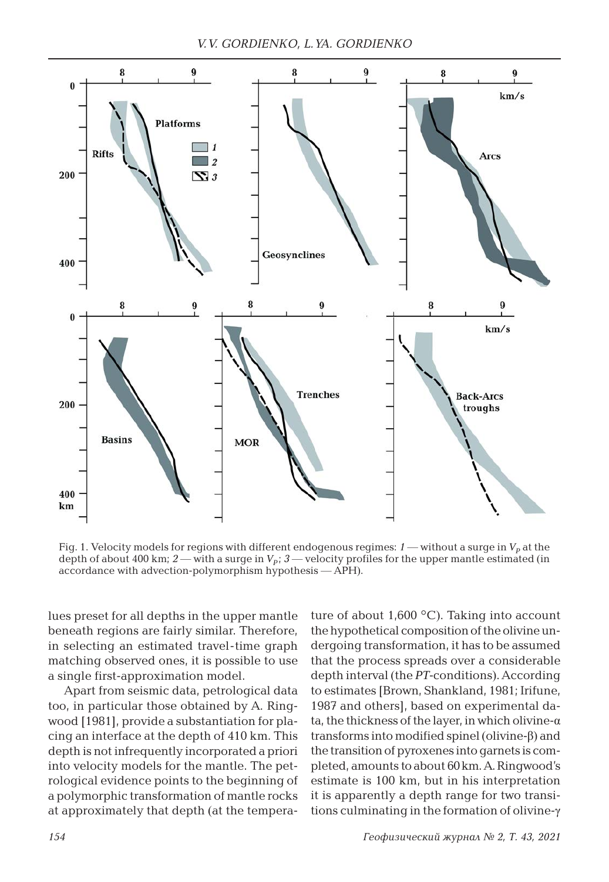Fig. 1. Velocity models for regions with different endogenous regimes: *1* — without a surge in $V_P$ at the depth of about 400 km; *2* — with a surge in $V_P$; *3* — velocity profiles for the upper mantle estimated (in accordance with advection-polymorphism hypothesis — APH).

lues preset for all depths in the upper mantle beneath regions are fairly similar. Therefore, in selecting an estimated travel-time graph matching observed ones, it is possible to use a single first-approximation model.

Apart from seismic data, petrological data too, in particular those obtained by A. Ringwood [1981], provide a substantiation for placing an interface at the depth of 410 km. This depth is not infrequently incorporated a priori into velocity models for the mantle. The petrological evidence points to the beginning of a polymorphic transformation of mantle rocks at approximately that depth (at the temperature of about 1,600 °C). Taking into account the hypothetical composition of the olivine undergoing transformation, it has to be assumed that the process spreads over a considerable depth interval (the *PT*-conditions). According to estimates [Brown, Shankland, 1981; Irifune, 1987 and others], based on experimental data, the thickness of the layer, in which olivine-α transforms into modified spinel (olivine-β) and the transition of pyroxenes into garnets is completed, amounts to about 60 km. A. Ringwood's estimate is 100 km, but in his interpretation it is apparently a depth range for two transitions culminating in the formation of olivine-γ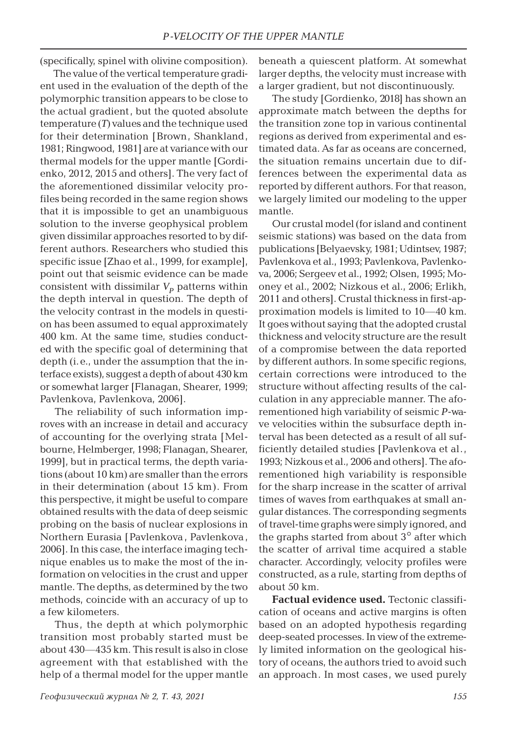(specifically, spinel with olivine composition).

The value of the vertical temperature gradient used in the evaluation of the depth of the polymorphic transition appears to be close to the actual gradient, but the quoted absolute temperature ($T$) values and the technique used for their determination [Brown, Shankland, 1981; Ringwood, 1981] are at variance with our thermal models for the upper mantle [Gordienko, 2012, 2015 and others]. The very fact of the aforementioned dissimilar velocity profiles being recorded in the same region shows that it is impossible to get an unambiguous solution to the inverse geophysical problem given dissimilar approaches resorted to by different authors. Researchers who studied this specific issue [Zhao et al., 1999, for example], point out that seismic evidence can be made consistent with dissimilar $V_P$ patterns within the depth interval in question. The depth of the velocity contrast in the models in question has been assumed to equal approximately 400 km. At the same time, studies conducted with the specific goal of determining that depth (i. e., under the assumption that the interface exists), suggest a depth of about 430 km or somewhat larger [Flanagan, Shearer, 1999; Pavlenkova, Pavlenkova, 2006].

The reliability of such information improves with an increase in detail and accuracy of accounting for the overlying strata [Melbourne, Helmberger, 1998; Flanagan, Shearer, 1999], but in practical terms, the depth variations (about 10 km) are smaller than the errors in their determination (about 15 km). From this perspective, it might be useful to compare obtained results with the data of deep seismic probing on the basis of nuclear explosions in Northern Eurasia [Pavlenkova, Pavlenkova, 2006]. In this case, the interface imaging technique enables us to make the most of the information on velocities in the crust and upper mantle. The depths, as determined by the two methods, coincide with an accuracy of up to a few kilometers.

Thus, the depth at which polymorphic transition most probably started must be about 430—435 km. This result is also in close agreement with that established with the help of a thermal model for the upper mantle beneath a quiescent platform. At somewhat larger depths, the velocity must increase with a larger gradient, but not discontinuously.

The study [Gordienko, 2018] has shown an approximate match between the depths for the transition zone top in various continental regions as derived from experimental and estimated data. As far as oceans are concerned, the situation remains uncertain due to differences between the experimental data as reported by different authors. For that reason, we largely limited our modeling to the upper mantle.

Our crustal model (for island and continent seismic stations) was based on the data from publications [Belyaevsky, 1981; Udintsev, 1987; Pavlenkova et al., 1993; Pavlenkova, Pavlenkova, 2006; Sergeev et al., 1992; Olsen, 1995; Mooney et al., 2002; Nizkous et al., 2006; Erlikh, 2011 and others]. Crustal thickness in first-approximation models is limited to 10—40 km. It goes without saying that the adopted crustal thickness and velocity structure are the result of a compromise between the data reported by different authors. In some specific regions, certain corrections were introduced to the structure without affecting results of the calculation in any appreciable manner. The aforementioned high variability of seismic $P$-wave velocities within the subsurface depth interval has been detected as a result of all sufficiently detailed studies [Pavlenkova et al., 1993; Nizkous et al., 2006 and others]. The aforementioned high variability is responsible for the sharp increase in the scatter of arrival times of waves from earthquakes at small angular distances. The corresponding segments of travel-time graphs were simply ignored, and the graphs started from about $3°$ after which the scatter of arrival time acquired a stable character. Accordingly, velocity profiles were constructed, as a rule, starting from depths of about 50 km.

**Factual evidence used.** Tectonic classification of oceans and active margins is often based on an adopted hypothesis regarding deep-seated processes. In view of the extremely limited information on the geological history of oceans, the authors tried to avoid such an approach. In most cases, we used purely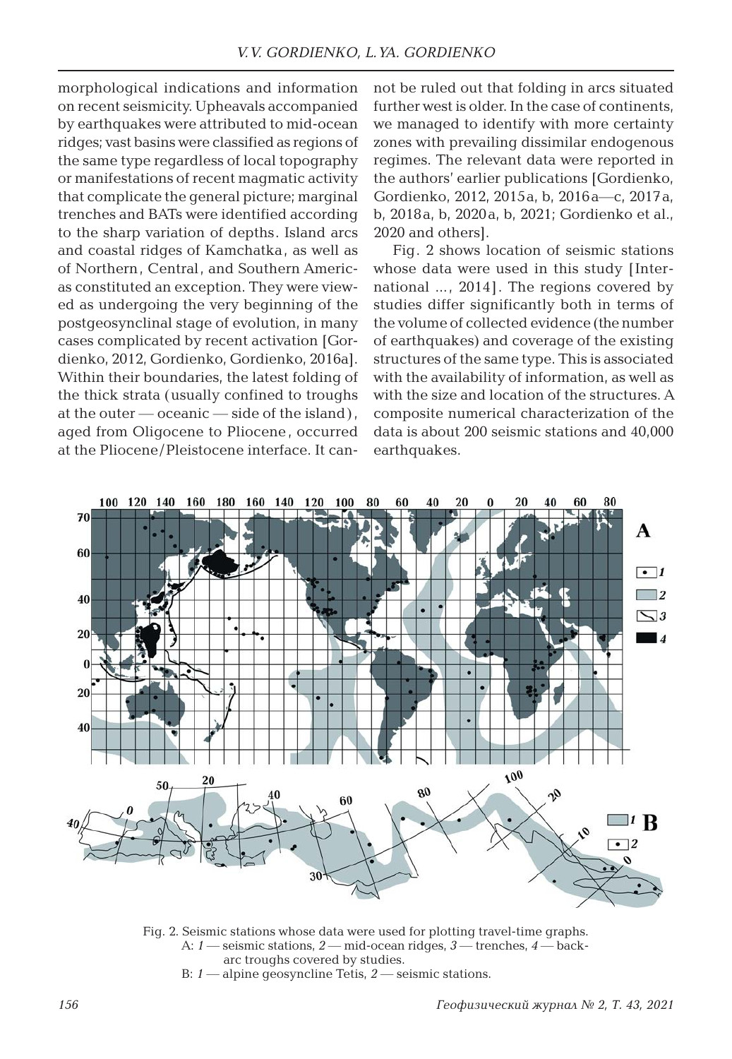morphological indications and information on recent seismicity. Upheavals accompanied by earthquakes were attributed to mid-ocean ridges; vast basins were classified as regions of the same type regardless of local topography or manifestations of recent magmatic activity that complicate the general picture; marginal trenches and BATs were identified according to the sharp variation of depths. Island arcs and coastal ridges of Kamchatka, as well as of Northern, Central, and Southern Americas constituted an exception. They were viewed as undergoing the very beginning of the postgeosynclinal stage of evolution, in many cases complicated by recent activation [Gordienko, 2012, Gordienko, Gordienko, 2016a]. Within their boundaries, the latest folding of the thick strata (usually confined to troughs at the outer — oceanic — side of the island), aged from Oligocene to Pliocene, occurred at the Pliocene/Pleistocene interface. It cannot be ruled out that folding in arcs situated further west is older. In the case of continents, we managed to identify with more certainty zones with prevailing dissimilar endogenous regimes. The relevant data were reported in the authors' earlier publications [Gordienko, Gordienko, 2012, 2015a, b, 2016a—c, 2017a, b, 2018a, b, 2020a, b, 2021; Gordienko et al., 2020 and others].

Fig. 2 shows location of seismic stations whose data were used in this study [International ..., 2014]. The regions covered by studies differ significantly both in terms of the volume of collected evidence (the number of earthquakes) and coverage of the existing structures of the same type. This is associated with the availability of information, as well as with the size and location of the structures. A composite numerical characterization of the data is about 200 seismic stations and 40,000 earthquakes.

Fig. 2. Seismic stations whose data were used for plotting travel-time graphs.
A: *1* — seismic stations, *2* — mid-ocean ridges, *3* — trenches, *4* — back-arc troughs covered by studies.
B: *1* — alpine geosyncline Tetis, *2* — seismic stations.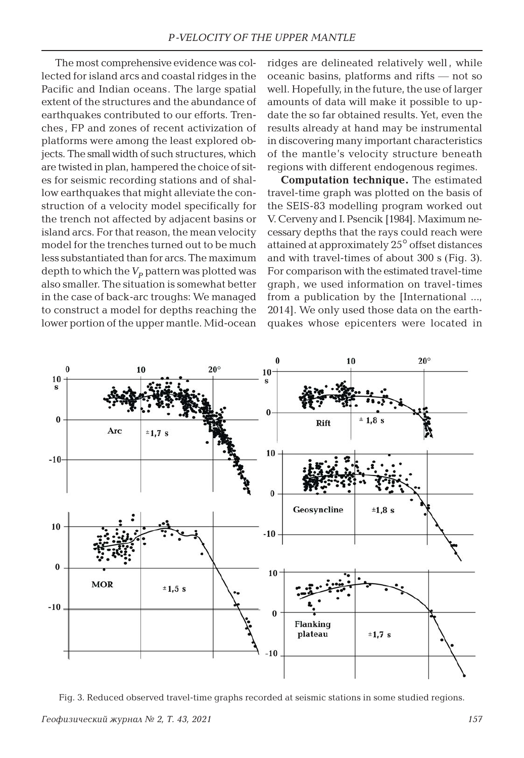The most comprehensive evidence was collected for island arcs and coastal ridges in the Pacific and Indian oceans. The large spatial extent of the structures and the abundance of earthquakes contributed to our efforts. Trenches, FP and zones of recent activization of platforms were among the least explored objects. The small width of such structures, which are twisted in plan, hampered the choice of sites for seismic recording stations and of shallow earthquakes that might alleviate the construction of a velocity model specifically for the trench not affected by adjacent basins or island arcs. For that reason, the mean velocity model for the trenches turned out to be much less substantiated than for arcs. The maximum depth to which the $V_p$ pattern was plotted was also smaller. The situation is somewhat better in the case of back-arc troughs: We managed to construct a model for depths reaching the lower portion of the upper mantle. Mid-ocean ridges are delineated relatively well, while oceanic basins, platforms and rifts — not so well. Hopefully, in the future, the use of larger amounts of data will make it possible to update the so far obtained results. Yet, even the results already at hand may be instrumental in discovering many important characteristics of the mantle's velocity structure beneath regions with different endogenous regimes.

**Computation technique.** The estimated travel-time graph was plotted on the basis of the SEIS-83 modelling program worked out V. Cerveny and I. Psencik [1984]. Maximum necessary depths that the rays could reach were attained at approximately 25° offset distances and with travel-times of about 300 s (Fig. 3). For comparison with the estimated travel-time graph, we used information on travel-times from a publication by the [International ..., 2014]. We only used those data on the earthquakes whose epicenters were located in

Fig. 3. Reduced observed travel-time graphs recorded at seismic stations in some studied regions.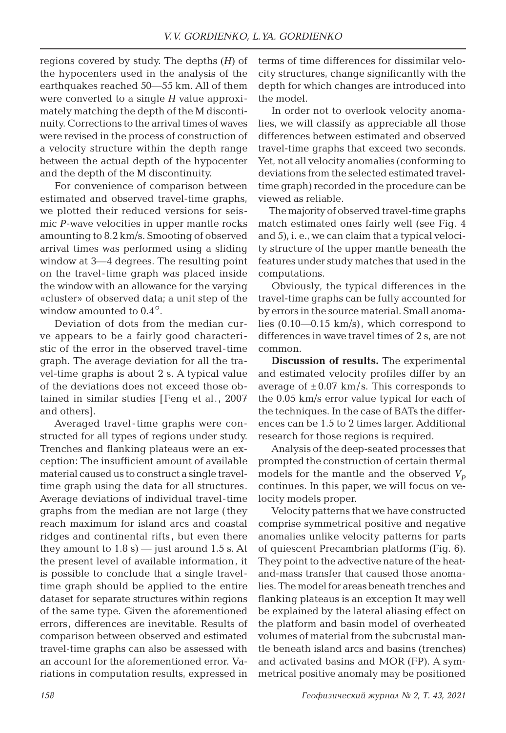regions covered by study. The depths (*H*) of the hypocenters used in the analysis of the earthquakes reached 50—55 km. All of them were converted to a single *H* value approximately matching the depth of the M discontinuity. Corrections to the arrival times of waves were revised in the process of construction of a velocity structure within the depth range between the actual depth of the hypocenter and the depth of the M discontinuity.

For convenience of comparison between estimated and observed travel-time graphs, we plotted their reduced versions for seismic *P*-wave velocities in upper mantle rocks amounting to 8.2 km/s. Smoothing of observed arrival times was performed using a sliding window at 3—4 degrees. The resulting point on the travel-time graph was placed inside the window with an allowance for the varying «cluster» of observed data; a unit step of the window amounted to 0.4°.

Deviation of dots from the median curve appears to be a fairly good characteristic of the error in the observed travel-time graph. The average deviation for all the travel-time graphs is about 2 s. A typical value of the deviations does not exceed those obtained in similar studies [Feng et al., 2007 and others].

Averaged travel-time graphs were constructed for all types of regions under study. Trenches and flanking plateaus were an exception: The insufficient amount of available material caused us to construct a single travel-time graph using the data for all structures. Average deviations of individual travel-time graphs from the median are not large (they reach maximum for island arcs and coastal ridges and continental rifts, but even there they amount to 1.8 s) — just around 1.5 s. At the present level of available information, it is possible to conclude that a single travel-time graph should be applied to the entire dataset for separate structures within regions of the same type. Given the aforementioned errors, differences are inevitable. Results of comparison between observed and estimated travel-time graphs can also be assessed with an account for the aforementioned error. Variations in computation results, expressed in terms of time differences for dissimilar velocity structures, change significantly with the depth for which changes are introduced into the model.

In order not to overlook velocity anomalies, we will classify as appreciable all those differences between estimated and observed travel-time graphs that exceed two seconds. Yet, not all velocity anomalies (conforming to deviations from the selected estimated travel-time graph) recorded in the procedure can be viewed as reliable.

The majority of observed travel-time graphs match estimated ones fairly well (see Fig. 4 and 5), i. e., we can claim that a typical velocity structure of the upper mantle beneath the features under study matches that used in the computations.

Obviously, the typical differences in the travel-time graphs can be fully accounted for by errors in the source material. Small anomalies (0.10—0.15 km/s), which correspond to differences in wave travel times of 2 s, are not common.

**Discussion of results.** The experimental and estimated velocity profiles differ by an average of ±0.07 km/s. This corresponds to the 0.05 km/s error value typical for each of the techniques. In the case of BATs the differences can be 1.5 to 2 times larger. Additional research for those regions is required.

Analysis of the deep-seated processes that prompted the construction of certain thermal models for the mantle and the observed $V_P$ continues. In this paper, we will focus on velocity models proper.

Velocity patterns that we have constructed comprise symmetrical positive and negative anomalies unlike velocity patterns for parts of quiescent Precambrian platforms (Fig. 6). They point to the advective nature of the heat-and-mass transfer that caused those anomalies. The model for areas beneath trenches and flanking plateaus is an exception It may well be explained by the lateral aliasing effect on the platform and basin model of overheated volumes of material from the subcrustal mantle beneath island arcs and basins (trenches) and activated basins and MOR (FP). A symmetrical positive anomaly may be positioned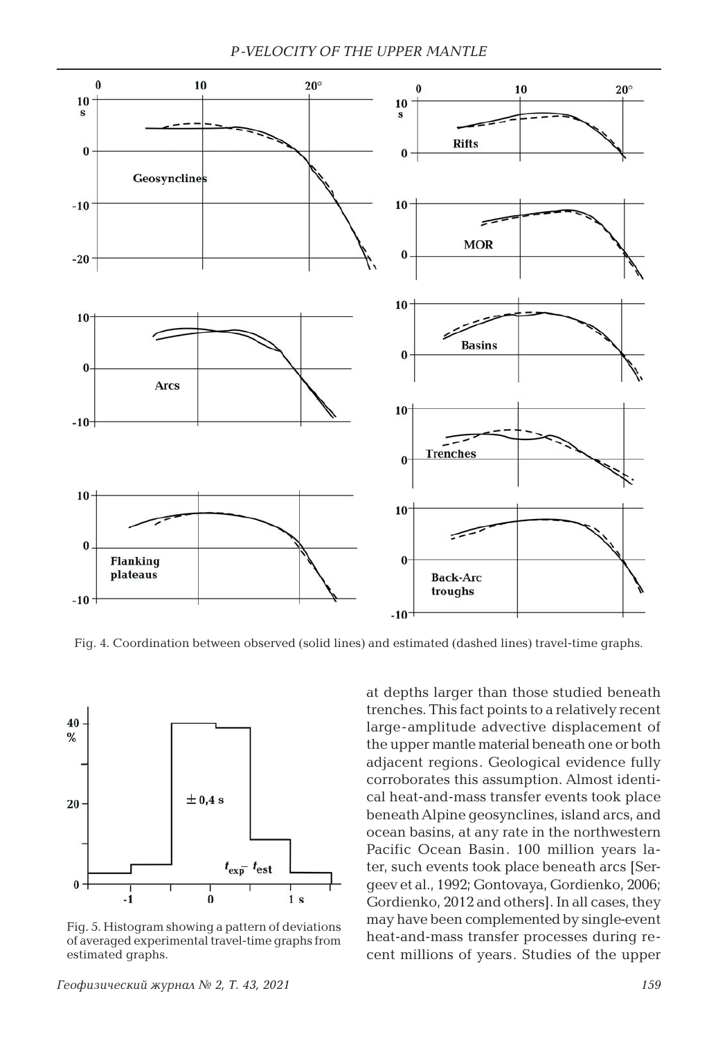Fig. 4. Coordination between observed (solid lines) and estimated (dashed lines) travel-time graphs.

Fig. 5. Histogram showing a pattern of deviations of averaged experimental travel-time graphs from estimated graphs.

at depths larger than those studied beneath trenches. This fact points to a relatively recent large-amplitude advective displacement of the upper mantle material beneath one or both adjacent regions. Geological evidence fully corroborates this assumption. Almost identical heat-and-mass transfer events took place beneath Alpine geosynclines, island arcs, and ocean basins, at any rate in the northwestern Pacific Ocean Basin. 100 million years later, such events took place beneath arcs [Sergeev et al., 1992; Gontovaya, Gordienko, 2006; Gordienko, 2012 and others]. In all cases, they may have been complemented by single-event heat-and-mass transfer processes during recent millions of years. Studies of the upper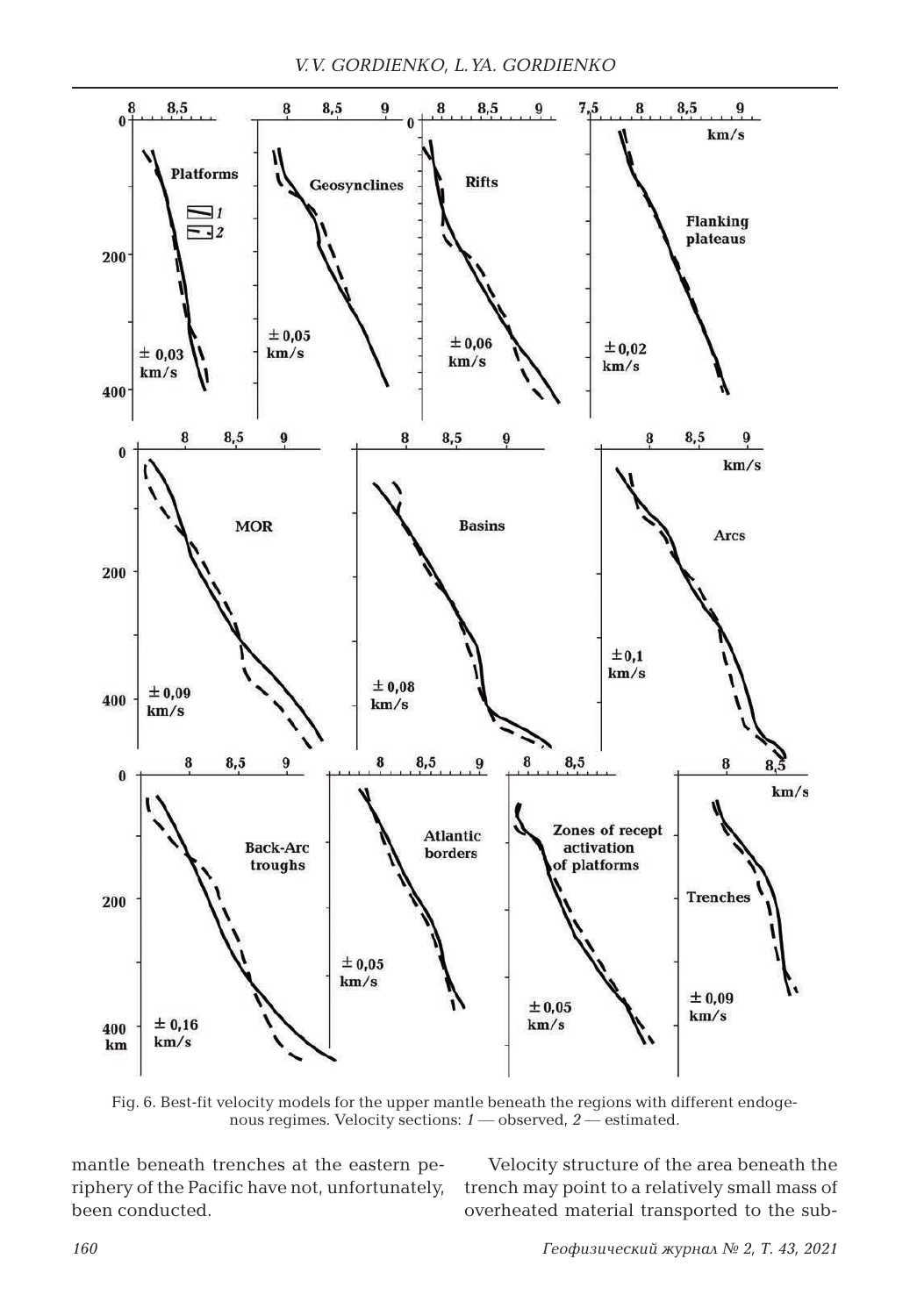Fig. 6. Best-fit velocity models for the upper mantle beneath the regions with different endogenous regimes. Velocity sections: *1* — observed, *2* — estimated.

mantle beneath trenches at the eastern periphery of the Pacific have not, unfortunately, been conducted.

Velocity structure of the area beneath the trench may point to a relatively small mass of overheated material transported to the sub-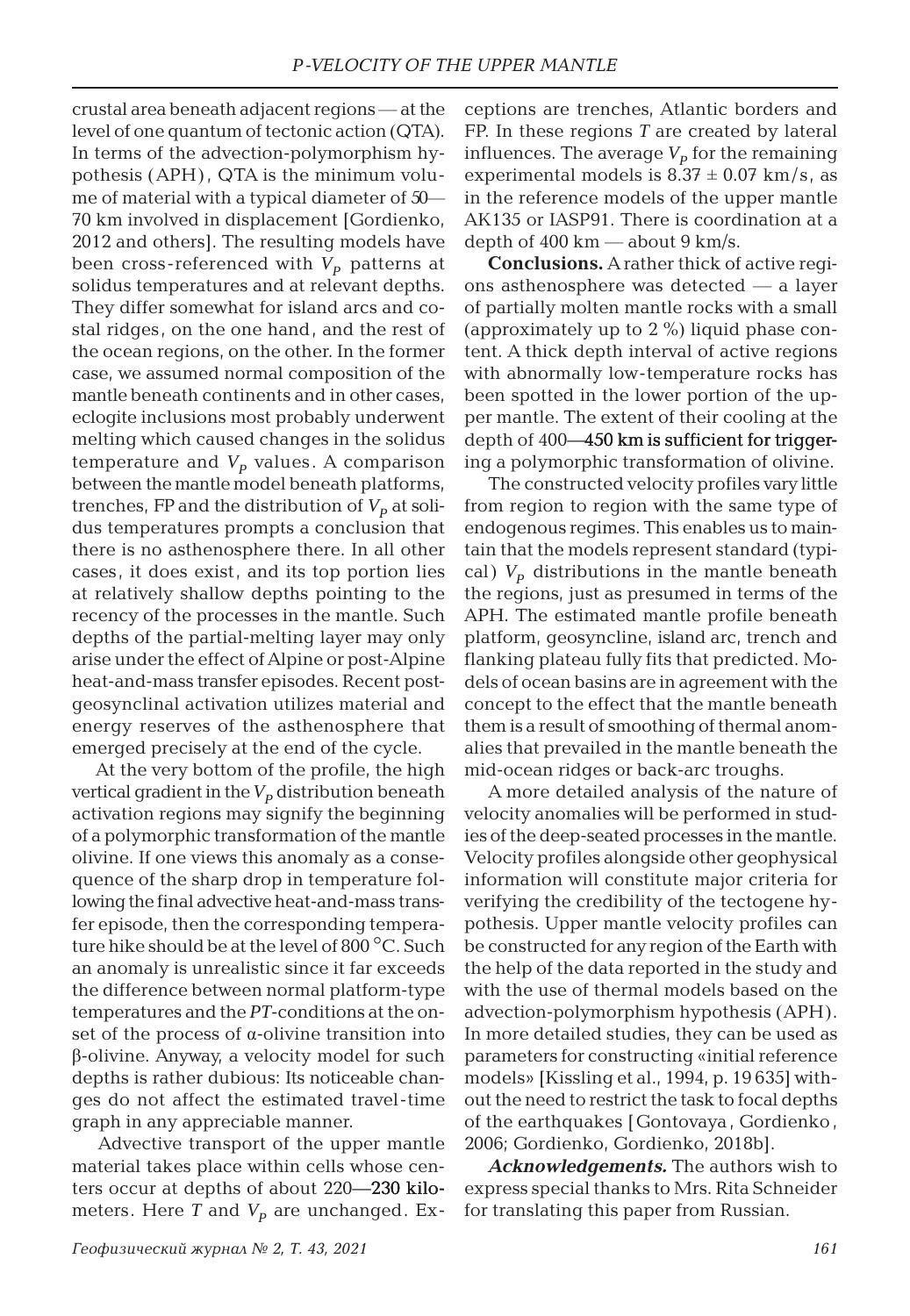crustal area beneath adjacent regions — at the level of one quantum of tectonic action (QTA). In terms of the advection-polymorphism hypothesis (APH), QTA is the minimum volume of material with a typical diameter of 50—70 km involved in displacement [Gordienko, 2012 and others]. The resulting models have been cross-referenced with $V_p$ patterns at solidus temperatures and at relevant depths. They differ somewhat for island arcs and costal ridges, on the one hand, and the rest of the ocean regions, on the other. In the former case, we assumed normal composition of the mantle beneath continents and in other cases, eclogite inclusions most probably underwent melting which caused changes in the solidus temperature and $V_p$ values. A comparison between the mantle model beneath platforms, trenches, FP and the distribution of $V_p$ at solidus temperatures prompts a conclusion that there is no asthenosphere there. In all other cases, it does exist, and its top portion lies at relatively shallow depths pointing to the recency of the processes in the mantle. Such depths of the partial-melting layer may only arise under the effect of Alpine or post-Alpine heat-and-mass transfer episodes. Recent post-geosynclinal activation utilizes material and energy reserves of the asthenosphere that emerged precisely at the end of the cycle.

At the very bottom of the profile, the high vertical gradient in the $V_p$ distribution beneath activation regions may signify the beginning of a polymorphic transformation of the mantle olivine. If one views this anomaly as a consequence of the sharp drop in temperature following the final advective heat-and-mass transfer episode, then the corresponding temperature hike should be at the level of 800 °C. Such an anomaly is unrealistic since it far exceeds the difference between normal platform-type temperatures and the *PT*-conditions at the onset of the process of α-olivine transition into β-olivine. Anyway, a velocity model for such depths is rather dubious: Its noticeable changes do not affect the estimated travel-time graph in any appreciable manner.

Advective transport of the upper mantle material takes place within cells whose centers occur at depths of about 220—230 kilometers. Here $T$ and $V_p$ are unchanged. Exceptions are trenches, Atlantic borders and FP. In these regions $T$ are created by lateral influences. The average $V_p$ for the remaining experimental models is $8.37 \pm 0.07$ km/s, as in the reference models of the upper mantle AK135 or IASP91. There is coordination at a depth of 400 km — about 9 km/s.

**Conclusions.** A rather thick of active regions asthenosphere was detected — a layer of partially molten mantle rocks with a small (approximately up to 2 %) liquid phase content. A thick depth interval of active regions with abnormally low-temperature rocks has been spotted in the lower portion of the upper mantle. The extent of their cooling at the depth of 400—450 km is sufficient for triggering a polymorphic transformation of olivine.

The constructed velocity profiles vary little from region to region with the same type of endogenous regimes. This enables us to maintain that the models represent standard (typical) $V_p$ distributions in the mantle beneath the regions, just as presumed in terms of the APH. The estimated mantle profile beneath platform, geosyncline, island arc, trench and flanking plateau fully fits that predicted. Models of ocean basins are in agreement with the concept to the effect that the mantle beneath them is a result of smoothing of thermal anomalies that prevailed in the mantle beneath the mid-ocean ridges or back-arc troughs.

A more detailed analysis of the nature of velocity anomalies will be performed in studies of the deep-seated processes in the mantle. Velocity profiles alongside other geophysical information will constitute major criteria for verifying the credibility of the tectogene hypothesis. Upper mantle velocity profiles can be constructed for any region of the Earth with the help of the data reported in the study and with the use of thermal models based on the advection-polymorphism hypothesis (APH). In more detailed studies, they can be used as parameters for constructing «initial reference models» [Kissling et al., 1994, p. 19 635] without the need to restrict the task to focal depths of the earthquakes [Gontovaya, Gordienko, 2006; Gordienko, Gordienko, 2018b].

***Acknowledgements.*** The authors wish to express special thanks to Mrs. Rita Schneider for translating this paper from Russian.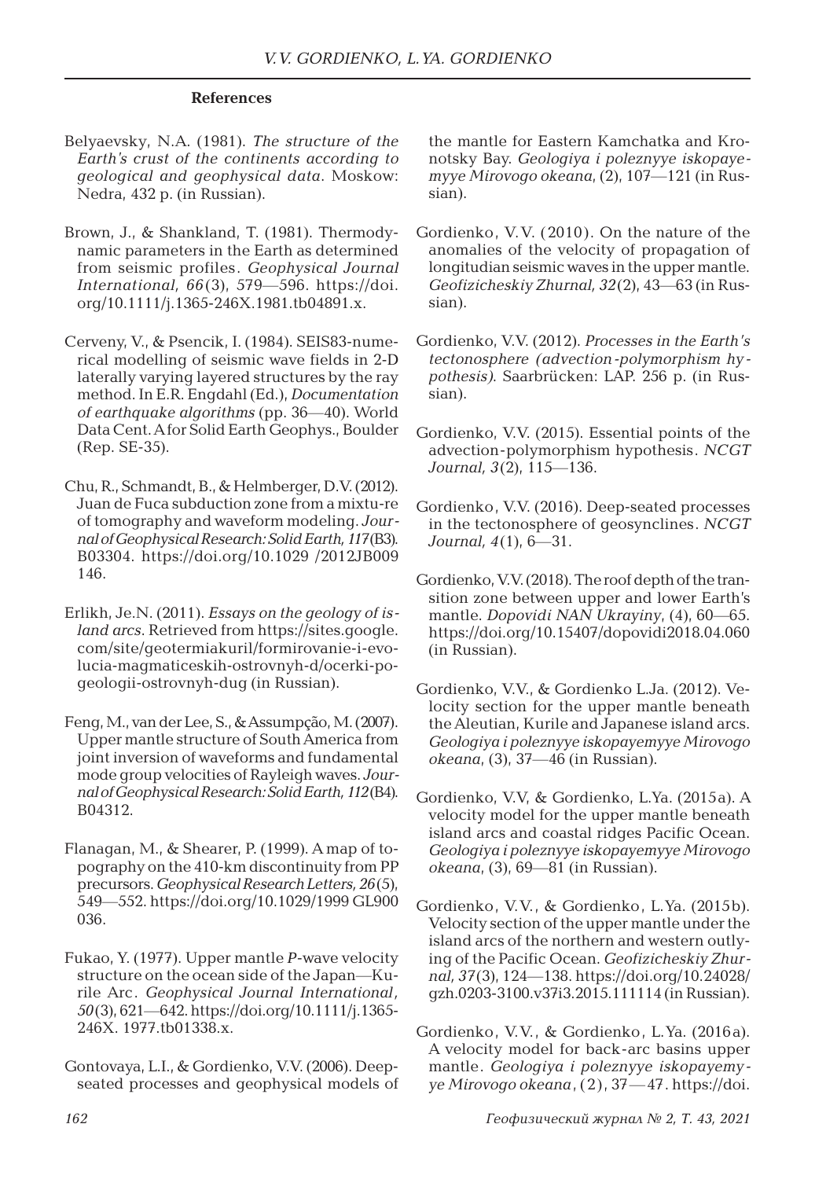### References

Belyaevsky, N.A. (1981). *The structure of the Earth's crust of the continents according to geological and geophysical data*. Moskow: Nedra, 432 p. (in Russian).

Brown, J., & Shankland, T. (1981). Thermodynamic parameters in the Earth as determined from seismic profiles. *Geophysical Journal International, 66*(3), 579—596. https://doi.org/10.1111/j.1365-246X.1981.tb04891.x.

Cerveny, V., & Psencik, I. (1984). SEIS83-numerical modelling of seismic wave fields in 2-D laterally varying layered structures by the ray method. In E.R. Engdahl (Ed.), *Documentation of earthquake algorithms* (pp. 36—40). World Data Cent. A for Solid Earth Geophys., Boulder (Rep. SE-35).

Chu, R., Schmandt, B., & Helmberger, D.V. (2012). Juan de Fuca subduction zone from a mixtu-re of tomography and waveform modeling. *Journal of Geophysical Research: Solid Earth, 117*(B3). B03304. https://doi.org/10.1029 /2012JB009 146.

Erlikh, Je.N. (2011). *Essays on the geology of island arcs*. Retrieved from https://sites.google.com/site/geotermiakuril/formirovanie-i-evolucia-magmaticeskih-ostrovnyh-d/ocerki-po-geologii-ostrovnyh-dug (in Russian).

Feng, M., van der Lee, S., & Assumpção, M. (2007). Upper mantle structure of South America from joint inversion of waveforms and fundamental mode group velocities of Rayleigh waves. *Journal of Geophysical Research: Solid Earth, 112*(B4). B04312.

Flanagan, M., & Shearer, P. (1999). A map of topography on the 410-km discontinuity from PP precursors. *Geophysical Research Letters, 26*(5), 549—552. https://doi.org/10.1029/1999 GL900 036.

Fukao, Y. (1977). Upper mantle *P*-wave velocity structure on the ocean side of the Japan—Kurile Arc. *Geophysical Journal International, 50*(3), 621—642. https://doi.org/10.1111/j.1365-246X. 1977.tb01338.x.

Gontovaya, L.I., & Gordienko, V.V. (2006). Deep-seated processes and geophysical models of the mantle for Eastern Kamchatka and Kronotsky Bay. *Geologiya i poleznyye iskopayemyye Mirovogo okeana*, (2), 107—121 (in Russian).

Gordienko, V.V. (2010). On the nature of the anomalies of the velocity of propagation of longitudian seismic waves in the upper mantle. *Geofizicheskiy Zhurnal, 32*(2), 43—63 (in Russian).

Gordienko, V.V. (2012). *Processes in the Earth's tectonosphere (advection-polymorphism hypothesis)*. Saarbrücken: LAP. 256 p. (in Russian).

Gordienko, V.V. (2015). Essential points of the advection-polymorphism hypothesis. *NCGT Journal, 3*(2), 115—136.

Gordienko, V.V. (2016). Deep-seated processes in the tectonosphere of geosynclines. *NCGT Journal, 4*(1), 6—31.

Gordienko, V.V. (2018). The roof depth of the transition zone between upper and lower Earth's mantle. *Dopovidi NAN Ukrayiny*, (4), 60—65. https://doi.org/10.15407/dopovidi2018.04.060 (in Russian).

Gordienko, V.V., & Gordienko L.Ja. (2012). Velocity section for the upper mantle beneath the Aleutian, Kurile and Japanese island arcs. *Geologiya i poleznyye iskopayemyye Mirovogo okeana*, (3), 37—46 (in Russian).

Gordienko, V.V, & Gordienko, L.Ya. (2015a). A velocity model for the upper mantle beneath island arcs and coastal ridges Pacific Ocean. *Geologiya i poleznyye iskopayemyye Mirovogo okeana*, (3), 69—81 (in Russian).

Gordienko, V.V., & Gordienko, L.Ya. (2015b). Velocity section of the upper mantle under the island arcs of the northern and western outlying of the Pacific Ocean. *Geofizicheskiy Zhurnal, 37*(3), 124—138. https://doi.org/10.24028/gzh.0203-3100.v37i3.2015.111114 (in Russian).

Gordienko, V.V., & Gordienko, L.Ya. (2016a). A velocity model for back-arc basins upper mantle. *Geologiya i poleznyye iskopayemyye Mirovogo okeana*, (2), 37—47. https://doi.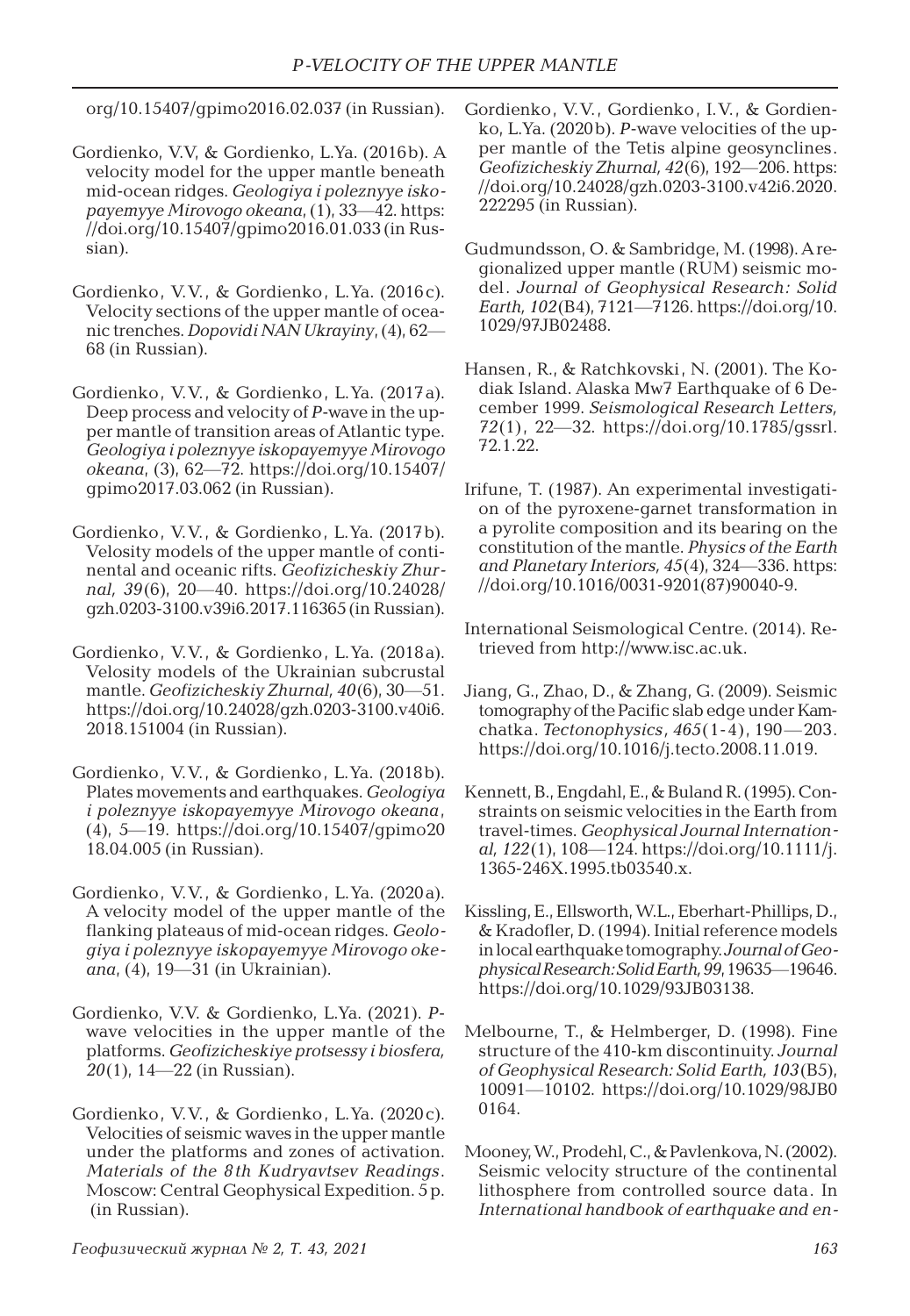org/10.15407/gpimo2016.02.037 (in Russian).

Gordienko, V.V, & Gordienko, L.Ya. (2016b). A velocity model for the upper mantle beneath mid-ocean ridges. *Geologiya i poleznyye iskopayemyye Mirovogo okeana*, (1), 33—42. https://doi.org/10.15407/gpimo2016.01.033 (in Russian).

Gordienko, V.V., & Gordienko, L.Ya. (2016c). Velocity sections of the upper mantle of oceanic trenches. *Dopovidi NAN Ukrayiny*, (4), 62—68 (in Russian).

Gordienko, V.V., & Gordienko, L.Ya. (2017a). Deep process and velocity of *P*-wave in the upper mantle of transition areas of Atlantic type. *Geologiya i poleznyye iskopayemyye Mirovogo okeana*, (3), 62—72. https://doi.org/10.15407/gpimo2017.03.062 (in Russian).

Gordienko, V.V., & Gordienko, L.Ya. (2017b). Velosity models of the upper mantle of continental and oceanic rifts. *Geofizicheskiy Zhurnal, 39*(6), 20—40. https://doi.org/10.24028/gzh.0203-3100.v39i6.2017.116365 (in Russian).

Gordienko, V.V., & Gordienko, L.Ya. (2018a). Velocity models of the Ukrainian subcrustal mantle. *Geofizicheskiy Zhurnal, 40*(6), 30—51. https://doi.org/10.24028/gzh.0203-3100.v40i6.2018.151004 (in Russian).

Gordienko, V.V., & Gordienko, L.Ya. (2018b). Plates movements and earthquakes. *Geologiya i poleznyye iskopayemyye Mirovogo okeana*, (4), 5—19. https://doi.org/10.15407/gpimo2018.04.005 (in Russian).

Gordienko, V.V., & Gordienko, L.Ya. (2020a). A velocity model of the upper mantle of the flanking plateaus of mid-ocean ridges. *Geologiya i poleznyye iskopayemyye Mirovogo okeana*, (4), 19—31 (in Ukrainian).

Gordienko, V.V. & Gordienko, L.Ya. (2021). *P*-wave velocities in the upper mantle of the platforms. *Geofizicheskiye protsessy i biosfera, 20*(1), 14—22 (in Russian).

Gordienko, V.V., & Gordienko, L.Ya. (2020c). Velocities of seismic waves in the upper mantle under the platforms and zones of activation. *Materials of the 8th Kudryavtsev Readings*. Moscow: Central Geophysical Expedition. 5 p. (in Russian).

Gordienko, V.V., Gordienko, I.V., & Gordienko, L.Ya. (2020b). *P*-wave velocities of the upper mantle of the Tetis alpine geosynclines. *Geofizicheskiy Zhurnal, 42*(6), 192—206. https://doi.org/10.24028/gzh.0203-3100.v42i6.2020.222295 (in Russian).

Gudmundsson, O. & Sambridge, M. (1998). A regionalized upper mantle (RUM) seismic model. *Journal of Geophysical Research: Solid Earth, 102*(B4), 7121—7126. https://doi.org/10.1029/97JB02488.

Hansen, R., & Ratchkovski, N. (2001). The Kodiak Island. Alaska Mw7 Earthquake of 6 December 1999. *Seismological Research Letters, 72*(1), 22—32. https://doi.org/10.1785/gssrl.72.1.22.

Irifune, T. (1987). An experimental investigation of the pyroxene-garnet transformation in a pyrolite composition and its bearing on the constitution of the mantle. *Physics of the Earth and Planetary Interiors, 45*(4), 324—336. https://doi.org/10.1016/0031-9201(87)90040-9.

International Seismological Centre. (2014). Retrieved from http://www.isc.ac.uk.

Jiang, G., Zhao, D., & Zhang, G. (2009). Seismic tomography of the Pacific slab edge under Kamchatka. *Tectonophysics, 465*(1-4), 190—203. https://doi.org/10.1016/j.tecto.2008.11.019.

Kennett, B., Engdahl, E., & Buland R. (1995). Constraints on seismic velocities in the Earth from travel-times. *Geophysical Journal International, 122*(1), 108—124. https://doi.org/10.1111/j.1365-246X.1995.tb03540.x.

Kissling, E., Ellsworth, W.L., Eberhart-Phillips, D., & Kradofler, D. (1994). Initial reference models in local earthquake tomography. *Journal of Geophysical Research: Solid Earth, 99*, 19635—19646. https://doi.org/10.1029/93JB03138.

Melbourne, T., & Helmberger, D. (1998). Fine structure of the 410-km discontinuity. *Journal of Geophysical Research: Solid Earth, 103*(B5), 10091—10102. https://doi.org/10.1029/98JB00164.

Mooney, W., Prodehl, C., & Pavlenkova, N. (2002). Seismic velocity structure of the continental lithosphere from controlled source data. In *International handbook of earthquake and en-*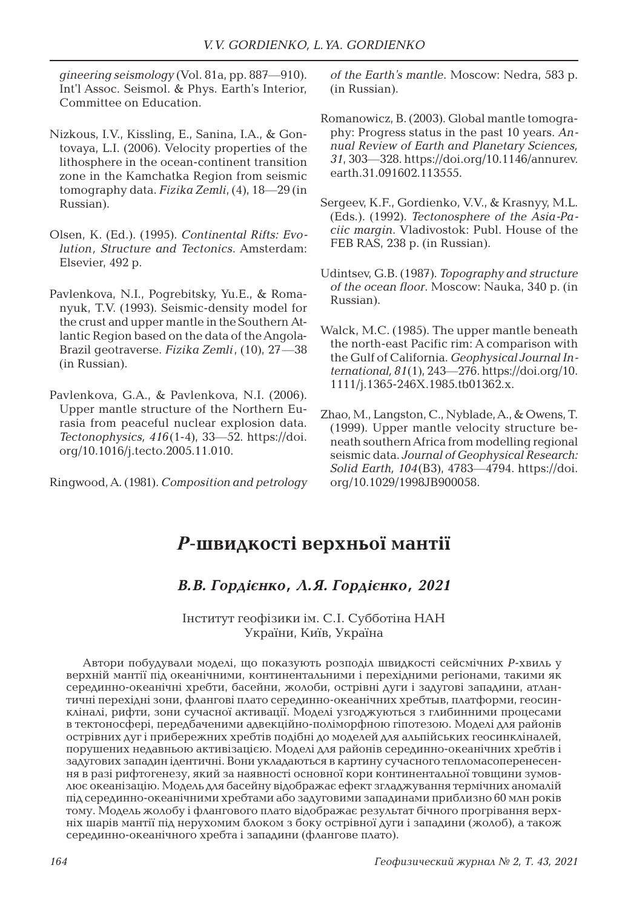*gineering seismology* (Vol. 81a, pp. 887—910). Int'l Assoc. Seismol. & Phys. Earth's Interior, Committee on Education.

Nizkous, I.V., Kissling, E., Sanina, I.A., & Gontovaya, L.I. (2006). Velocity properties of the lithosphere in the ocean-continent transition zone in the Kamchatka Region from seismic tomography data. *Fizika Zemli*, (4), 18—29 (in Russian).

Olsen, K. (Ed.). (1995). *Continental Rifts: Evolution, Structure and Tectonics*. Amsterdam: Elsevier, 492 p.

Pavlenkova, N.I., Pogrebitsky, Yu.E., & Romanyuk, T.V. (1993). Seismic-density model for the crust and upper mantle in the Southern Atlantic Region based on the data of the Angola-Brazil geotraverse. *Fizika Zemli*, (10), 27—38 (in Russian).

Pavlenkova, G.A., & Pavlenkova, N.I. (2006). Upper mantle structure of the Northern Eurasia from peaceful nuclear explosion data. *Tectonophysics, 416*(1-4), 33—52. https://doi.org/10.1016/j.tecto.2005.11.010.

Ringwood, A. (1981). *Composition and petrology of the Earth's mantle*. Moscow: Nedra, 583 p. (in Russian).

Romanowicz, B. (2003). Global mantle tomography: Progress status in the past 10 years. *Annual Review of Earth and Planetary Sciences, 31*, 303—328. https://doi.org/10.1146/annurev.earth.31.091602.113555.

Sergeev, K.F., Gordienko, V.V., & Krasnyy, M.L. (Eds.). (1992). *Tectonosphere of the Asia-Paciic margin*. Vladivostok: Publ. House of the FEB RAS, 238 p. (in Russian).

Udintsev, G.B. (1987). *Topography and structure of the ocean floor*. Moscow: Nauka, 340 p. (in Russian).

Walck, M.C. (1985). The upper mantle beneath the north-east Pacific rim: A comparison with the Gulf of California. *Geophysical Journal International, 81*(1), 243—276. https://doi.org/10.1111/j.1365-246X.1985.tb01362.x.

Zhao, M., Langston, C., Nyblade, A., & Owens, T. (1999). Upper mantle velocity structure beneath southern Africa from modelling regional seismic data. *Journal of Geophysical Research: Solid Earth, 104*(B3), 4783—4794. https://doi.org/10.1029/1998JB900058.

# *P*-швидкості верхньої мантії

### *В.В. Гордієнко, Л.Я. Гордієнко, 2021*

Інститут геофізики ім. С.І. Субботіна НАН України, Київ, Україна

Автори побудували моделі, що показують розподіл швидкості сейсмічних *P*-хвиль у верхній мантії під океанічними, континентальними і перехідними регіонами, такими як серединно-океанічні хребти, басейни, жолоби, острівні дуги і задугові западини, атлантичні перехідні зони, флангові плато серединно-океанічних хребтыв, платформи, геосинкліналі, рифти, зони сучасної активації. Моделі узгоджуються з глибинними процесами в тектоносфері, передбаченими адвекційно-поліморфною гіпотезою. Моделі для районів острівних дуг і прибережних хребтів подібні до моделей для альпійських геосинкліналей, порушених недавньою активізацією. Моделі для районів серединно-океанічних хребтів і задугових западин ідентичні. Вони укладаються в картину сучасного тепломасоперенесення в разі рифтогенезу, який за наявності основної кори континентальної товщини зумовлює океанізацію. Модель для басейну відображає ефект згладжування термічних аномалій під серединно-океанічними хребтами або задуговими западинами приблизно 60 млн років тому. Модель жолобу і флангового плато відображає результат бічного прогрівання верхніх шарів мантії під нерухомим блоком з боку острівної дуги і западини (жолоб), а також серединно-океанічного хребта і западини (флангове плато).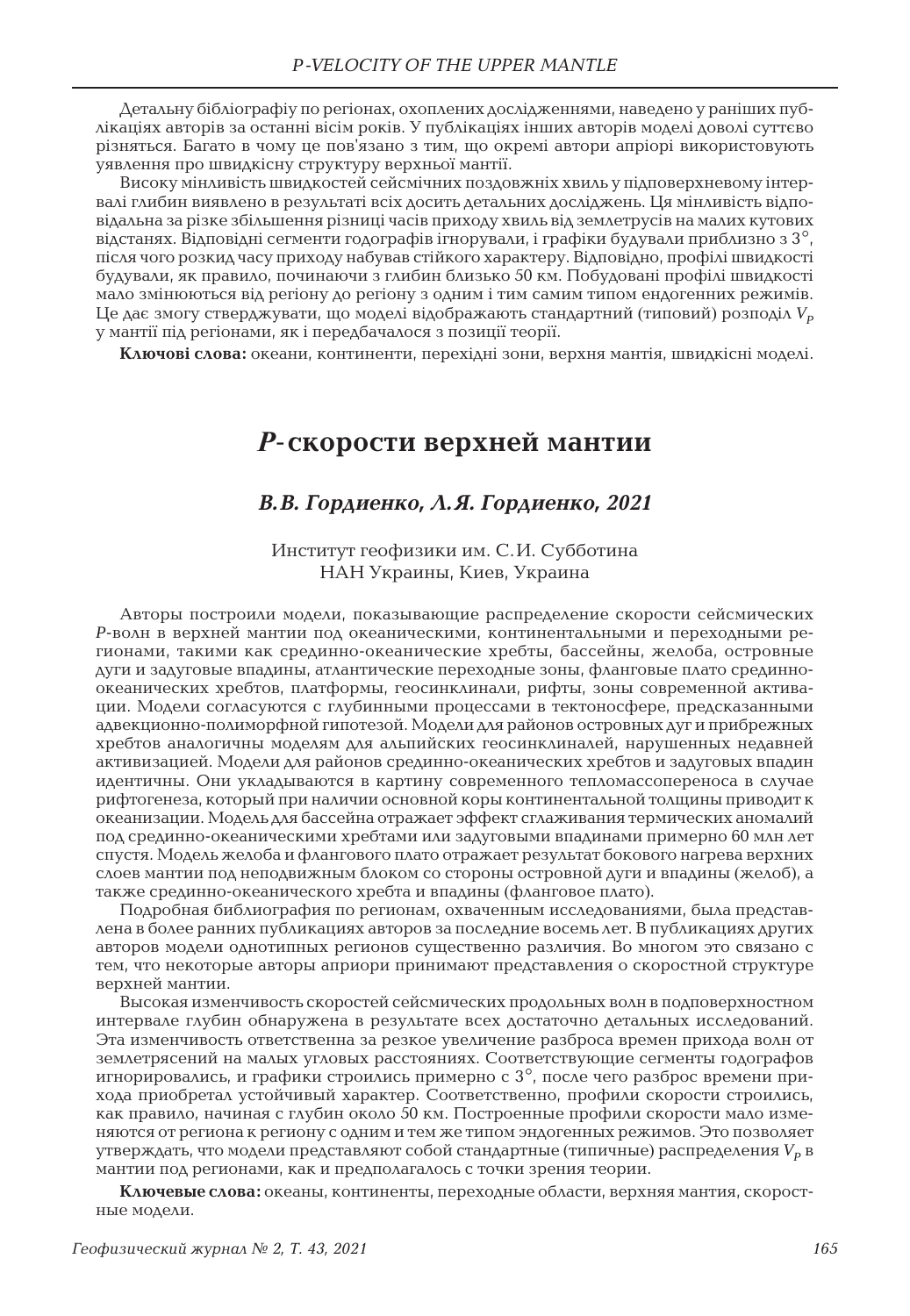Детальну бібліографію по регіонах, охоплених дослідженнями, наведено у раніших публікаціях авторів за останні вісім років. У публікаціях інших авторів моделі доволі суттєво різняться. Багато в чому це пов'язано з тим, що окремі автори апріорі використовують уявлення про швидкісну структуру верхньої мантії.

Високу мінливість швидкостей сейсмічних поздовжніх хвиль у підповерхневому інтервалі глибин виявлено в результаті всіх досить детальних досліджень. Ця мінливість відповідальна за різке збільшення різниці часів приходу хвиль від землетрусів на малих кутових відстанях. Відповідні сегменти годографів ігнорували, і графіки будували приблизно з 3°, після чого розкид часу приходу набував стійкого характеру. Відповідно, профілі швидкості будували, як правило, починаючи з глибин близько 50 км. Побудовані профілі швидкості мало змінюються від регіону до регіону з одним і тим самим типом ендогенних режимів. Це дає змогу стверджувати, що моделі відображають стандартний (типовий) розподіл $V_P$ у мантії під регіонами, як і передбачалося з позиції теорії.

**Ключові слова:** океани, континенти, перехідні зони, верхня мантія, швидкісні моделі.

# *P*-скорости верхней мантии

### *В.В. Гордиенко, Л.Я. Гордиенко, 2021*

Институт геофизики им. С.И. Субботина
НАН Украины, Киев, Украина

Авторы построили модели, показывающие распределение скорости сейсмических *P*-волн в верхней мантии под океаническими, континентальными и переходными регионами, такими как срединно-океанические хребты, бассейны, желоба, островные дуги и задуговые впадины, атлантические переходные зоны, фланговые плато срединно-океанических хребтов, платформы, геосинклинали, рифты, зоны современной активации. Модели согласуются с глубинными процессами в тектоносфере, предсказанными адвекционно-полиморфной гипотезой. Модели для районов островных дуг и прибрежных хребтов аналогичны моделям для альпийских геосинклиналей, нарушенных недавней активизацией. Модели для районов срединно-океанических хребтов и задуговых впадин идентичны. Они укладываются в картину современного тепломассопереноса в случае рифтогенеза, который при наличии основной коры континентальной толщины приводит к океанизации. Модель для бассейна отражает эффект сглаживания термических аномалий под срединно-океаническими хребтами или задуговыми впадинами примерно 60 млн лет спустя. Модель желоба и флангового плато отражает результат бокового нагрева верхних слоев мантии под неподвижным блоком со стороны островной дуги и впадины (желоб), а также срединно-океанического хребта и впадины (фланговое плато).

Подробная библиография по регионам, охваченным исследованиями, была представлена в более ранних публикациях авторов за последние восемь лет. В публикациях других авторов модели однотипных регионов существенно различия. Во многом это связано с тем, что некоторые авторы априори принимают представления о скоростной структуре верхней мантии.

Высокая изменчивость скоростей сейсмических продольных волн в подповерхностном интервале глубин обнаружена в результате всех достаточно детальных исследований. Эта изменчивость ответственна за резкое увеличение разброса времен прихода волн от землетрясений на малых угловых расстояниях. Соответствующие сегменты годографов игнорировались, и графики строились примерно с 3°, после чего разброс времени прихода приобретал устойчивый характер. Соответственно, профили скорости строились, как правило, начиная с глубин около 50 км. Построенные профили скорости мало изменяются от региона к региону с одним и тем же типом эндогенных режимов. Это позволяет утверждать, что модели представляют собой стандартные (типичные) распределения $V_P$ в мантии под регионами, как и предполагалось с точки зрения теории.

**Ключевые слова:** океаны, континенты, переходные области, верхняя мантия, скоростные модели.